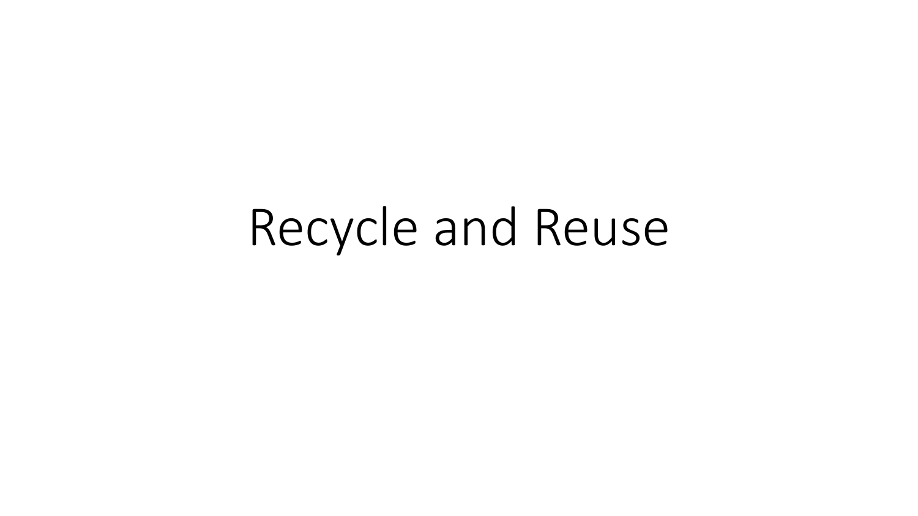# Recycle and Reuse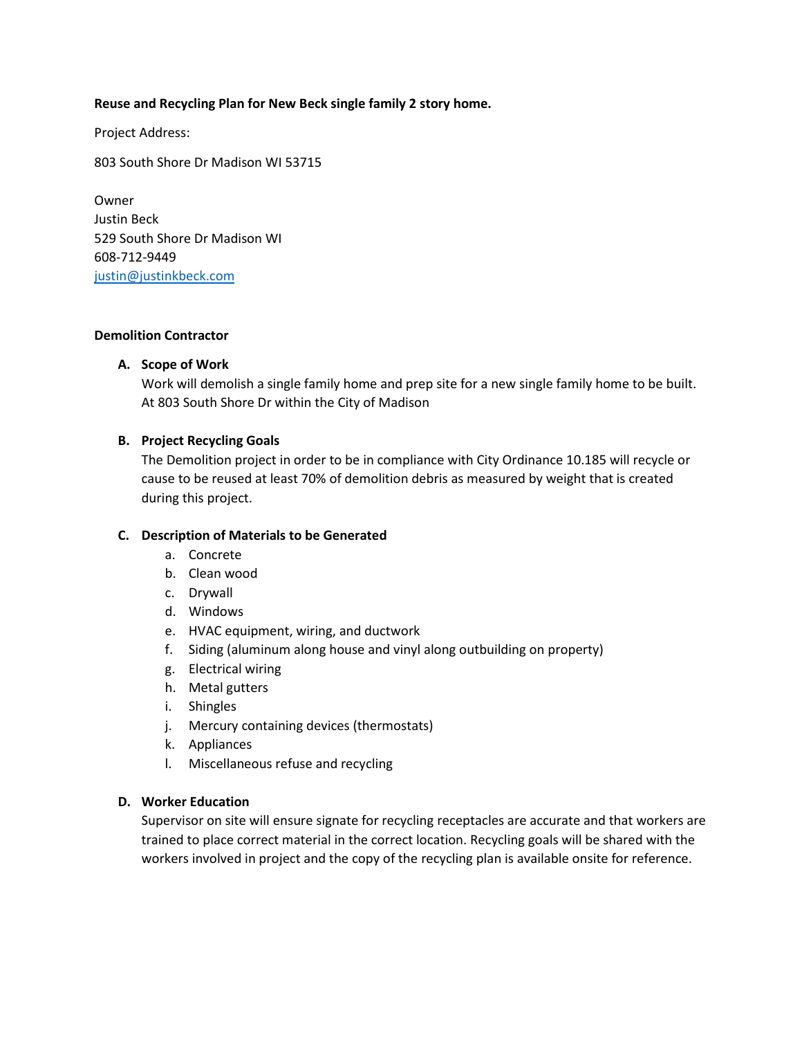**Reuse and Recycling Plan for New Beck single family 2 story home.**

Project Address:

803 South Shore Dr Madison WI 53715

Owner
Justin Beck
529 South Shore Dr Madison WI
608-712-9449
justin@justinkbeck.com

**Demolition Contractor**

**A. Scope of Work**

Work will demolish a single family home and prep site for a new single family home to be built. At 803 South Shore Dr within the City of Madison

**B. Project Recycling Goals**

The Demolition project in order to be in compliance with City Ordinance 10.185 will recycle or cause to be reused at least 70% of demolition debris as measured by weight that is created during this project.

**C. Description of Materials to be Generated**

a. Concrete
b. Clean wood
c. Drywall
d. Windows
e. HVAC equipment, wiring, and ductwork
f. Siding (aluminum along house and vinyl along outbuilding on property)
g. Electrical wiring
h. Metal gutters
i. Shingles
j. Mercury containing devices (thermostats)
k. Appliances
l. Miscellaneous refuse and recycling

**D. Worker Education**

Supervisor on site will ensure signate for recycling receptacles are accurate and that workers are trained to place correct material in the correct location. Recycling goals will be shared with the workers involved in project and the copy of the recycling plan is available onsite for reference.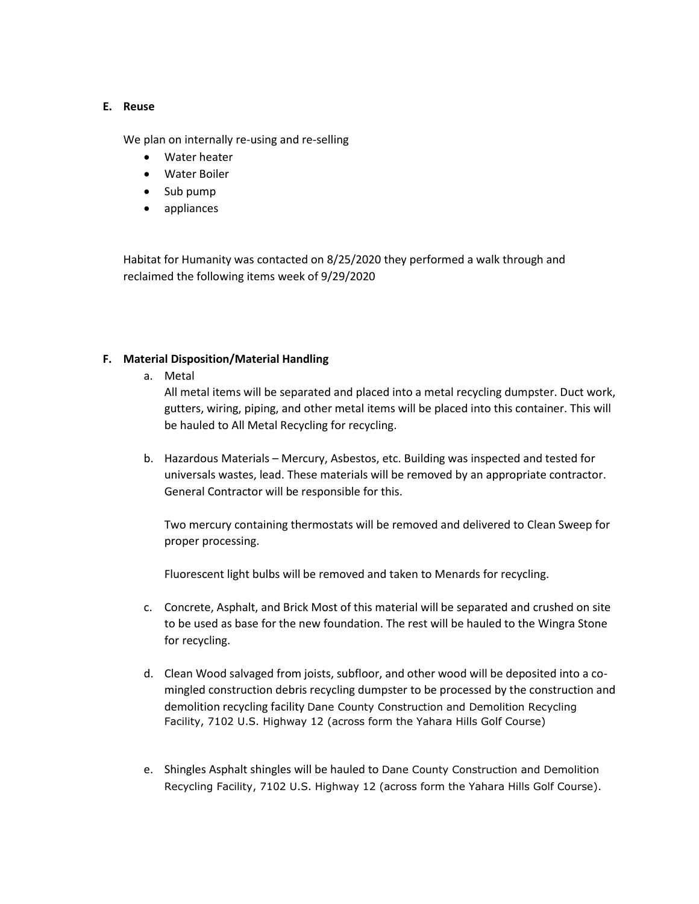**E. Reuse**

We plan on internally re-using and re-selling

- Water heater
- Water Boiler
- Sub pump
- appliances

Habitat for Humanity was contacted on 8/25/2020 they performed a walk through and reclaimed the following items week of 9/29/2020

**F. Material Disposition/Material Handling**

a. Metal

   All metal items will be separated and placed into a metal recycling dumpster. Duct work, gutters, wiring, piping, and other metal items will be placed into this container. This will be hauled to All Metal Recycling for recycling.

b. Hazardous Materials – Mercury, Asbestos, etc. Building was inspected and tested for universals wastes, lead. These materials will be removed by an appropriate contractor. General Contractor will be responsible for this.

   Two mercury containing thermostats will be removed and delivered to Clean Sweep for proper processing.

   Fluorescent light bulbs will be removed and taken to Menards for recycling.

c. Concrete, Asphalt, and Brick Most of this material will be separated and crushed on site to be used as base for the new foundation. The rest will be hauled to the Wingra Stone for recycling.

d. Clean Wood salvaged from joists, subfloor, and other wood will be deposited into a co-mingled construction debris recycling dumpster to be processed by the construction and demolition recycling facility Dane County Construction and Demolition Recycling Facility, 7102 U.S. Highway 12 (across form the Yahara Hills Golf Course)

e. Shingles Asphalt shingles will be hauled to Dane County Construction and Demolition Recycling Facility, 7102 U.S. Highway 12 (across form the Yahara Hills Golf Course).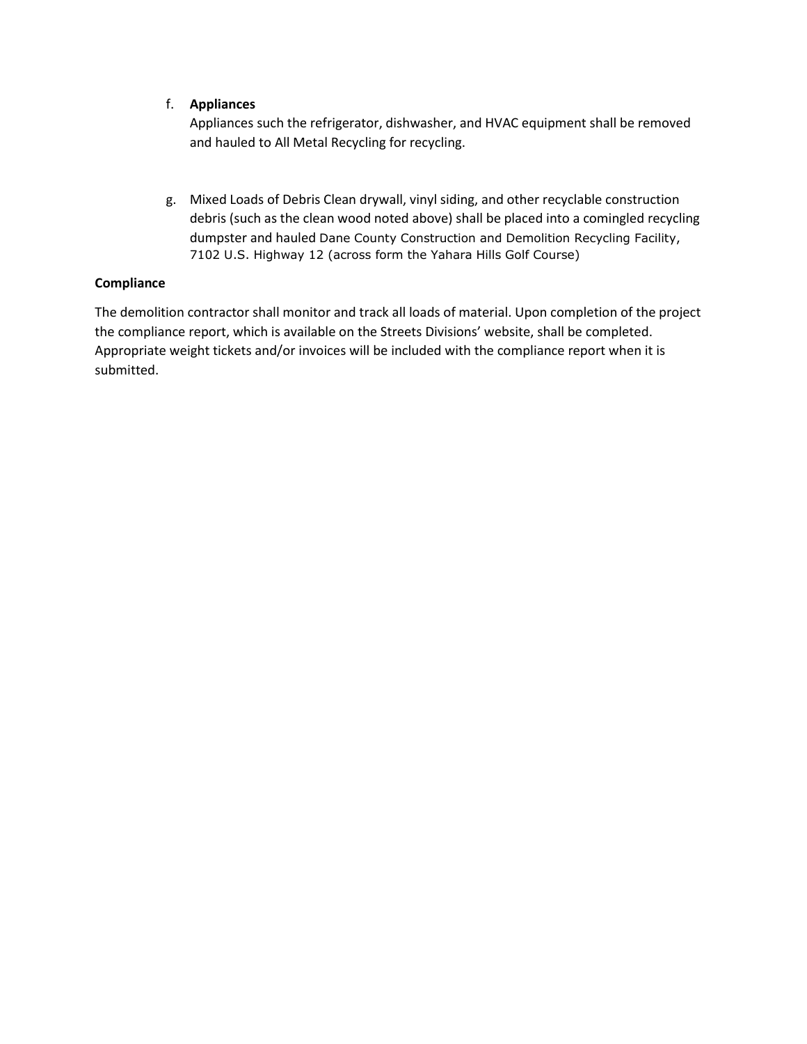f. **Appliances**

   Appliances such the refrigerator, dishwasher, and HVAC equipment shall be removed and hauled to All Metal Recycling for recycling.

g. Mixed Loads of Debris Clean drywall, vinyl siding, and other recyclable construction debris (such as the clean wood noted above) shall be placed into a comingled recycling dumpster and hauled Dane County Construction and Demolition Recycling Facility, 7102 U.S. Highway 12 (across form the Yahara Hills Golf Course)

**Compliance**

The demolition contractor shall monitor and track all loads of material. Upon completion of the project the compliance report, which is available on the Streets Divisions' website, shall be completed. Appropriate weight tickets and/or invoices will be included with the compliance report when it is submitted.